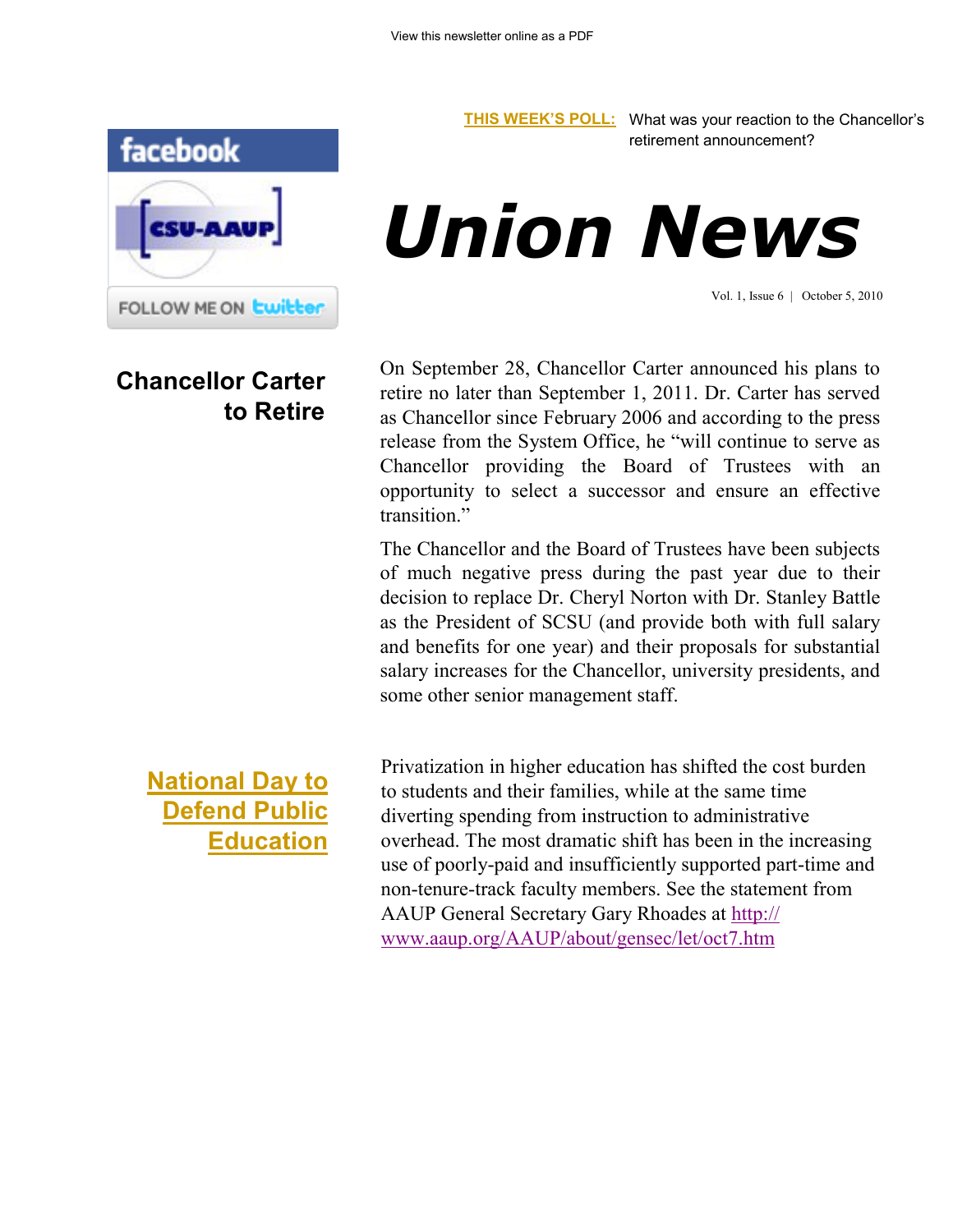View this newsletter online as a PDF

**THIS WEEK'S POLL:** What was your reaction to the Chancellor's retirement announcement?

facebook

CSU-AAUP

FOLLOW ME ON twitter

# *Union News*

Vol. 1, Issue 6 | October 5, 2010

## Chancellor Carter to Retire

On September 28, Chancellor Carter announced his plans to retire no later than September 1, 2011. Dr. Carter has served as Chancellor since February 2006 and according to the press release from the System Office, he "will continue to serve as Chancellor providing the Board of Trustees with an opportunity to select a successor and ensure an effective transition."

The Chancellor and the Board of Trustees have been subjects of much negative press during the past year due to their decision to replace Dr. Cheryl Norton with Dr. Stanley Battle as the President of SCSU (and provide both with full salary and benefits for one year) and their proposals for substantial salary increases for the Chancellor, university presidents, and some other senior management staff.

## National Day to Defend Public Education

Privatization in higher education has shifted the cost burden to students and their families, while at the same time diverting spending from instruction to administrative overhead. The most dramatic shift has been in the increasing use of poorly-paid and insufficiently supported part-time and non-tenure-track faculty members. See the statement from AAUP General Secretary Gary Rhoades at http://www.aaup.org/AAUP/about/gensec/let/oct7.htm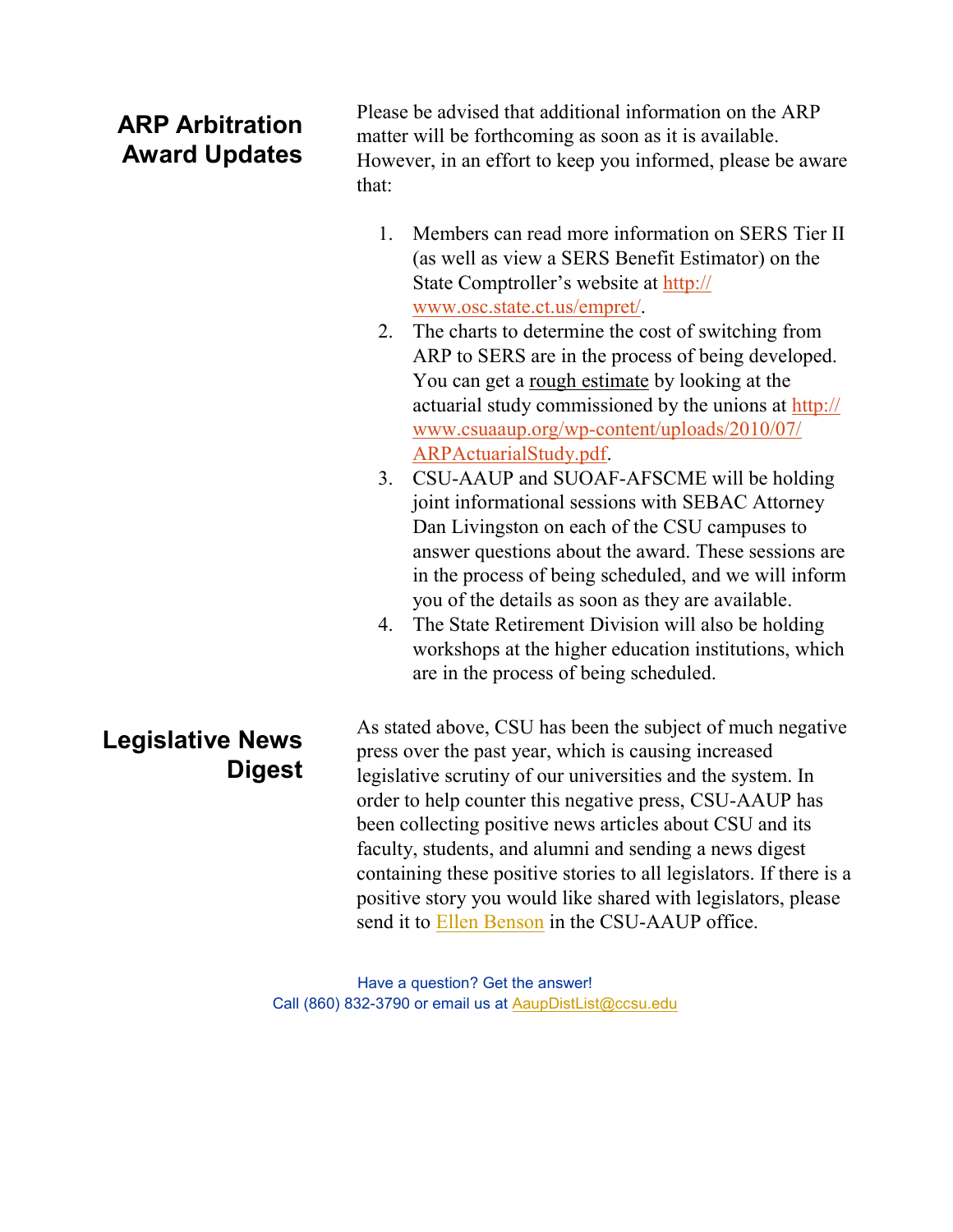## ARP Arbitration Award Updates

Please be advised that additional information on the ARP matter will be forthcoming as soon as it is available. However, in an effort to keep you informed, please be aware that:

1. Members can read more information on SERS Tier II (as well as view a SERS Benefit Estimator) on the State Comptroller's website at http://www.osc.state.ct.us/empret/.
2. The charts to determine the cost of switching from ARP to SERS are in the process of being developed. You can get a rough estimate by looking at the actuarial study commissioned by the unions at http://www.csuaaup.org/wp-content/uploads/2010/07/ARPActuarialStudy.pdf.
3. CSU-AAUP and SUOAF-AFSCME will be holding joint informational sessions with SEBAC Attorney Dan Livingston on each of the CSU campuses to answer questions about the award. These sessions are in the process of being scheduled, and we will inform you of the details as soon as they are available.
4. The State Retirement Division will also be holding workshops at the higher education institutions, which are in the process of being scheduled.

## Legislative News Digest

As stated above, CSU has been the subject of much negative press over the past year, which is causing increased legislative scrutiny of our universities and the system. In order to help counter this negative press, CSU-AAUP has been collecting positive news articles about CSU and its faculty, students, and alumni and sending a news digest containing these positive stories to all legislators. If there is a positive story you would like shared with legislators, please send it to Ellen Benson in the CSU-AAUP office.

Have a question? Get the answer!
Call (860) 832-3790 or email us at AaupDistList@ccsu.edu